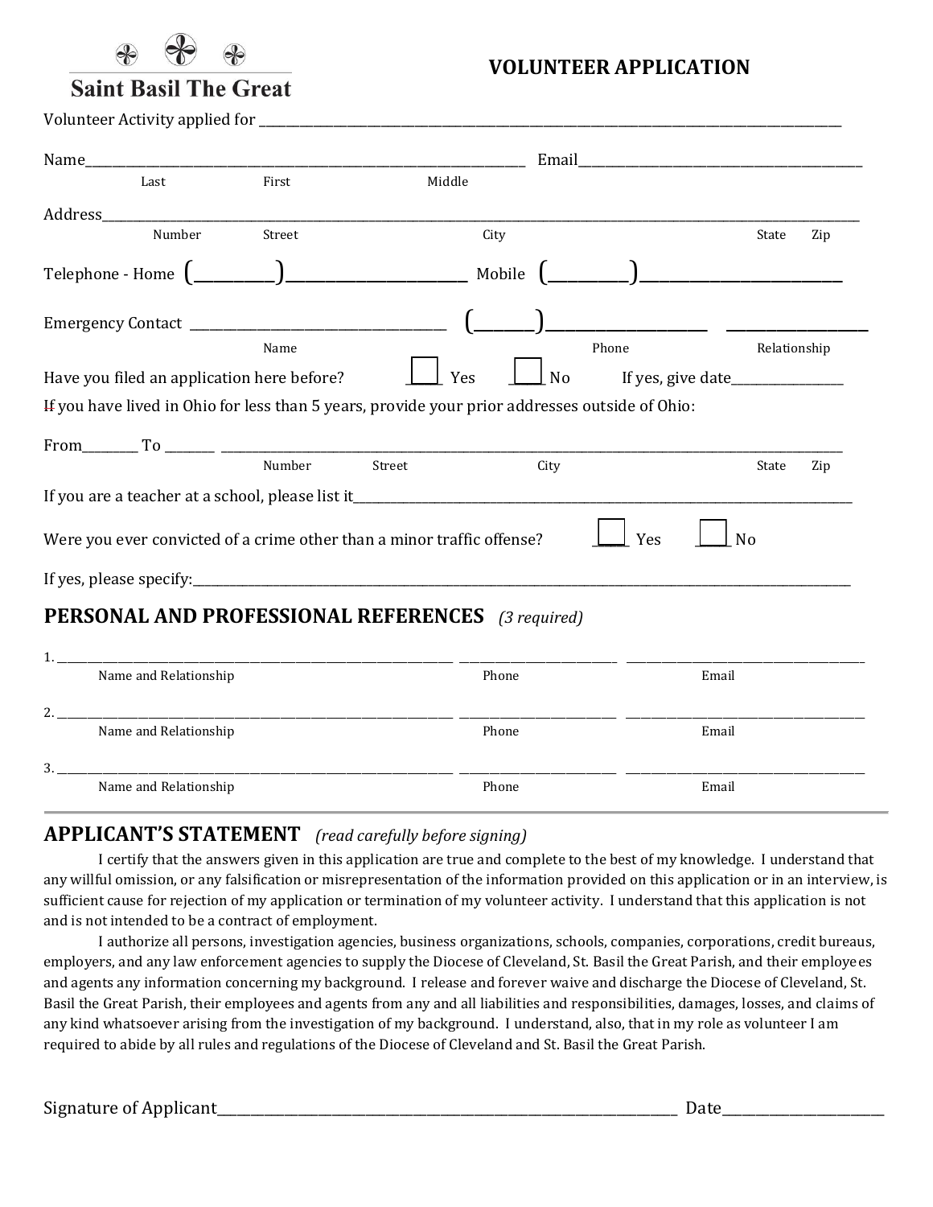**Saint Basil The Great**

# VOLUNTEER APPLICATION

Volunteer Activity applied for ______________________________________________

Name______________________________________________ Email______________________________
Last First Middle

Address____________________________________________________________________
Number Street City State Zip

Telephone - Home (________)____________________ Mobile (________)____________________

Emergency Contact ______________________________ (______)________________ ______________
Name Phone Relationship

Have you filed an application here before? ☐ Yes ☐ No If yes, give date______________

If you have lived in Ohio for less than 5 years, provide your prior addresses outside of Ohio:

From________ To _______ ______________________________________________________
Number Street City State Zip

If you are a teacher at a school, please list it______________________________________

Were you ever convicted of a crime other than a minor traffic offense? ☐ Yes ☐ No

If yes, please specify:____________________________________________________________

## PERSONAL AND PROFESSIONAL REFERENCES *(3 required)*

1. ______________________________________ ____________________ ______________________
Name and Relationship Phone Email

2. ______________________________________ ____________________ ______________________
Name and Relationship Phone Email

3. ______________________________________ ____________________ ______________________
Name and Relationship Phone Email

## APPLICANT'S STATEMENT *(read carefully before signing)*

I certify that the answers given in this application are true and complete to the best of my knowledge. I understand that any willful omission, or any falsification or misrepresentation of the information provided on this application or in an interview, is sufficient cause for rejection of my application or termination of my volunteer activity. I understand that this application is not and is not intended to be a contract of employment.

I authorize all persons, investigation agencies, business organizations, schools, companies, corporations, credit bureaus, employers, and any law enforcement agencies to supply the Diocese of Cleveland, St. Basil the Great Parish, and their employees and agents any information concerning my background. I release and forever waive and discharge the Diocese of Cleveland, St. Basil the Great Parish, their employees and agents from any and all liabilities and responsibilities, damages, losses, and claims of any kind whatsoever arising from the investigation of my background. I understand, also, that in my role as volunteer I am required to abide by all rules and regulations of the Diocese of Cleveland and St. Basil the Great Parish.

Signature of Applicant______________________________________________ Date________________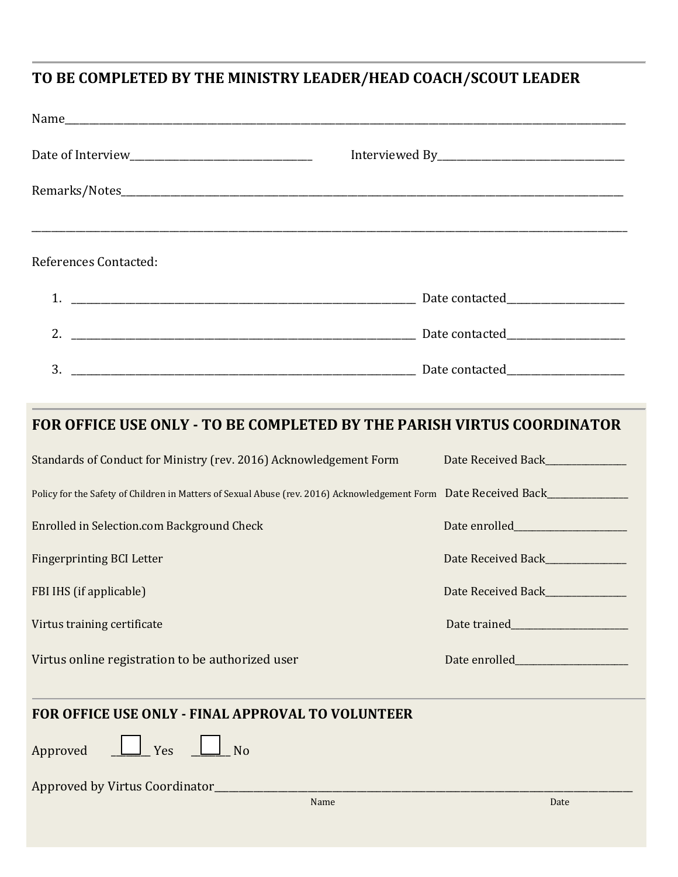## TO BE COMPLETED BY THE MINISTRY LEADER/HEAD COACH/SCOUT LEADER

Name_______________________________________________________________________________________

Date of Interview______________________________ Interviewed By______________________________

Remarks/Notes_______________________________________________________________________________

____________________________________________________________________________________________

References Contacted:

1. ______________________________________________________ Date contacted____________________
2. ______________________________________________________ Date contacted____________________
3. ______________________________________________________ Date contacted____________________

## FOR OFFICE USE ONLY - TO BE COMPLETED BY THE PARISH VIRTUS COORDINATOR

Standards of Conduct for Ministry (rev. 2016) Acknowledgement Form Date Received Back______________

Policy for the Safety of Children in Matters of Sexual Abuse (rev. 2016) Acknowledgement Form Date Received Back______________

Enrolled in Selection.com Background Check Date enrolled____________________

Fingerprinting BCI Letter Date Received Back______________

FBI IHS (if applicable) Date Received Back______________

Virtus training certificate Date trained____________________

Virtus online registration to be authorized user Date enrolled____________________

## FOR OFFICE USE ONLY - FINAL APPROVAL TO VOLUNTEER

Approved ☐ Yes ☐ No

Approved by Virtus Coordinator__________________________________________________________________

Name Date